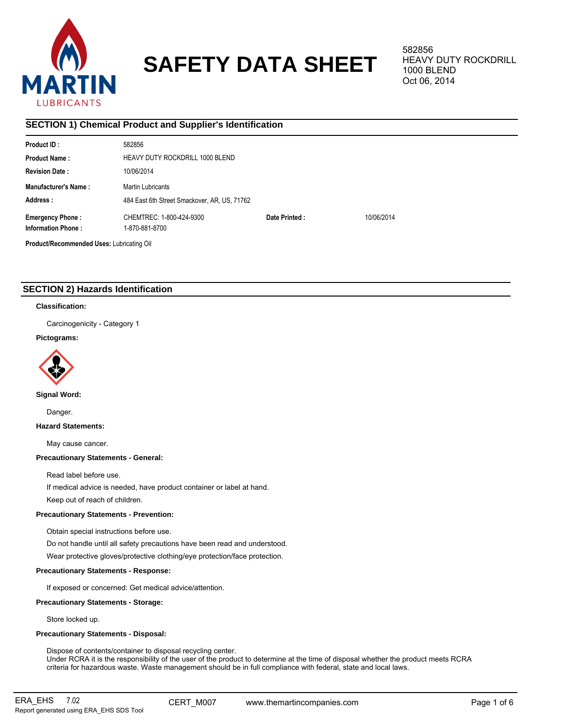# SAFETY DATA SHEET

582856
HEAVY DUTY ROCKDRILL 1000 BLEND
Oct 06, 2014

## SECTION 1) Chemical Product and Supplier's Identification

| | | | |
|---|---|---|---|
| **Product ID :** | 582856 | | |
| **Product Name :** | HEAVY DUTY ROCKDRILL 1000 BLEND | | |
| **Revision Date :** | 10/06/2014 | | |
| **Manufacturer's Name :** | Martin Lubricants | | |
| **Address :** | 484 East 6th Street Smackover, AR, US, 71762 | | |
| **Emergency Phone :** | CHEMTREC: 1-800-424-9300 | **Date Printed :** | 10/06/2014 |
| **Information Phone :** | 1-870-881-8700 | | |

**Product/Recommended Uses:** Lubricating Oil

## SECTION 2) Hazards Identification

**Classification:**

Carcinogenicity - Category 1

**Pictograms:**

**Signal Word:**

Danger.

**Hazard Statements:**

May cause cancer.

**Precautionary Statements - General:**

Read label before use.

If medical advice is needed, have product container or label at hand.

Keep out of reach of children.

**Precautionary Statements - Prevention:**

Obtain special instructions before use.

Do not handle until all safety precautions have been read and understood.

Wear protective gloves/protective clothing/eye protection/face protection.

**Precautionary Statements - Response:**

If exposed or concerned: Get medical advice/attention.

**Precautionary Statements - Storage:**

Store locked up.

**Precautionary Statements - Disposal:**

Dispose of contents/container to disposal recycling center.
Under RCRA it is the responsibility of the user of the product to determine at the time of disposal whether the product meets RCRA criteria for hazardous waste. Waste management should be in full compliance with federal, state and local laws.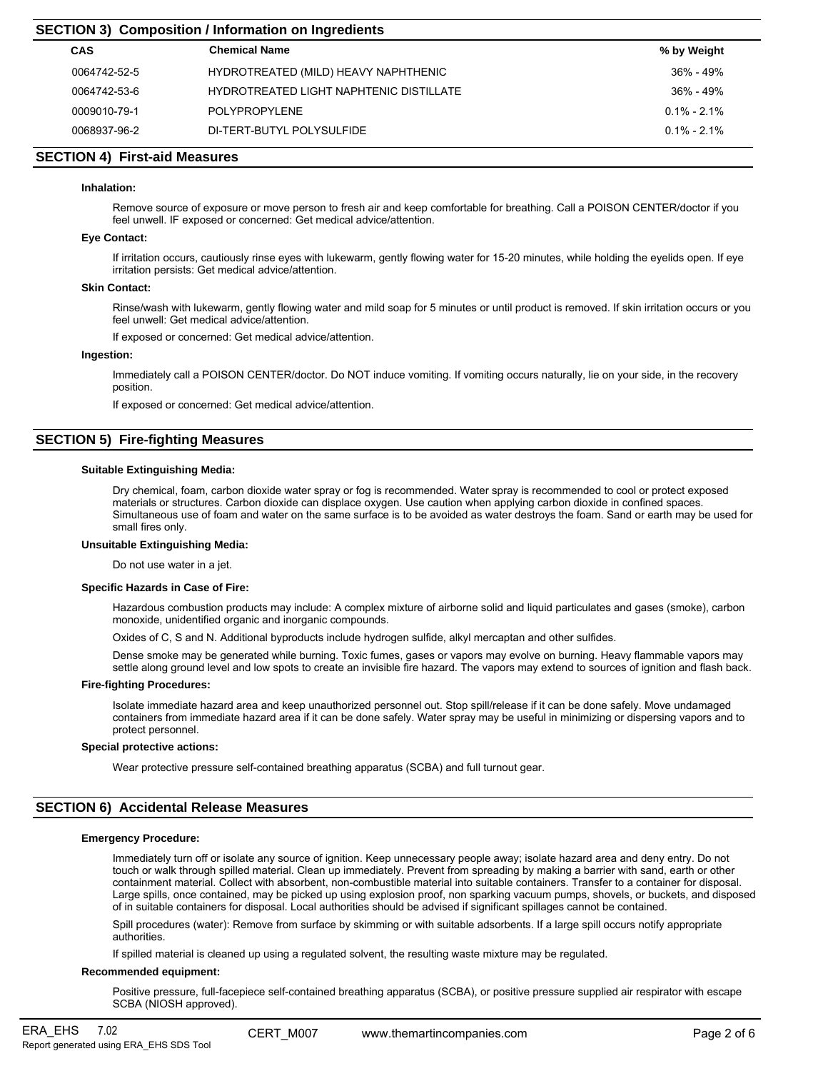## SECTION 3) Composition / Information on Ingredients

| CAS | Chemical Name | % by Weight |
|---|---|---|
| 0064742-52-5 | HYDROTREATED (MILD) HEAVY NAPHTHENIC | 36% - 49% |
| 0064742-53-6 | HYDROTREATED LIGHT NAPHTENIC DISTILLATE | 36% - 49% |
| 0009010-79-1 | POLYPROPYLENE | 0.1% - 2.1% |
| 0068937-96-2 | DI-TERT-BUTYL POLYSULFIDE | 0.1% - 2.1% |

## SECTION 4) First-aid Measures

**Inhalation:**

Remove source of exposure or move person to fresh air and keep comfortable for breathing. Call a POISON CENTER/doctor if you feel unwell. IF exposed or concerned: Get medical advice/attention.

**Eye Contact:**

If irritation occurs, cautiously rinse eyes with lukewarm, gently flowing water for 15-20 minutes, while holding the eyelids open. If eye irritation persists: Get medical advice/attention.

**Skin Contact:**

Rinse/wash with lukewarm, gently flowing water and mild soap for 5 minutes or until product is removed. If skin irritation occurs or you feel unwell: Get medical advice/attention.

If exposed or concerned: Get medical advice/attention.

**Ingestion:**

Immediately call a POISON CENTER/doctor. Do NOT induce vomiting. If vomiting occurs naturally, lie on your side, in the recovery position.

If exposed or concerned: Get medical advice/attention.

## SECTION 5) Fire-fighting Measures

**Suitable Extinguishing Media:**

Dry chemical, foam, carbon dioxide water spray or fog is recommended. Water spray is recommended to cool or protect exposed materials or structures. Carbon dioxide can displace oxygen. Use caution when applying carbon dioxide in confined spaces. Simultaneous use of foam and water on the same surface is to be avoided as water destroys the foam. Sand or earth may be used for small fires only.

**Unsuitable Extinguishing Media:**

Do not use water in a jet.

**Specific Hazards in Case of Fire:**

Hazardous combustion products may include: A complex mixture of airborne solid and liquid particulates and gases (smoke), carbon monoxide, unidentified organic and inorganic compounds.

Oxides of C, S and N. Additional byproducts include hydrogen sulfide, alkyl mercaptan and other sulfides.

Dense smoke may be generated while burning. Toxic fumes, gases or vapors may evolve on burning. Heavy flammable vapors may settle along ground level and low spots to create an invisible fire hazard. The vapors may extend to sources of ignition and flash back.

**Fire-fighting Procedures:**

Isolate immediate hazard area and keep unauthorized personnel out. Stop spill/release if it can be done safely. Move undamaged containers from immediate hazard area if it can be done safely. Water spray may be useful in minimizing or dispersing vapors and to protect personnel.

**Special protective actions:**

Wear protective pressure self-contained breathing apparatus (SCBA) and full turnout gear.

## SECTION 6) Accidental Release Measures

**Emergency Procedure:**

Immediately turn off or isolate any source of ignition. Keep unnecessary people away; isolate hazard area and deny entry. Do not touch or walk through spilled material. Clean up immediately. Prevent from spreading by making a barrier with sand, earth or other containment material. Collect with absorbent, non-combustible material into suitable containers. Transfer to a container for disposal. Large spills, once contained, may be picked up using explosion proof, non sparking vacuum pumps, shovels, or buckets, and disposed of in suitable containers for disposal. Local authorities should be advised if significant spillages cannot be contained.

Spill procedures (water): Remove from surface by skimming or with suitable adsorbents. If a large spill occurs notify appropriate authorities.

If spilled material is cleaned up using a regulated solvent, the resulting waste mixture may be regulated.

**Recommended equipment:**

Positive pressure, full-facepiece self-contained breathing apparatus (SCBA), or positive pressure supplied air respirator with escape SCBA (NIOSH approved).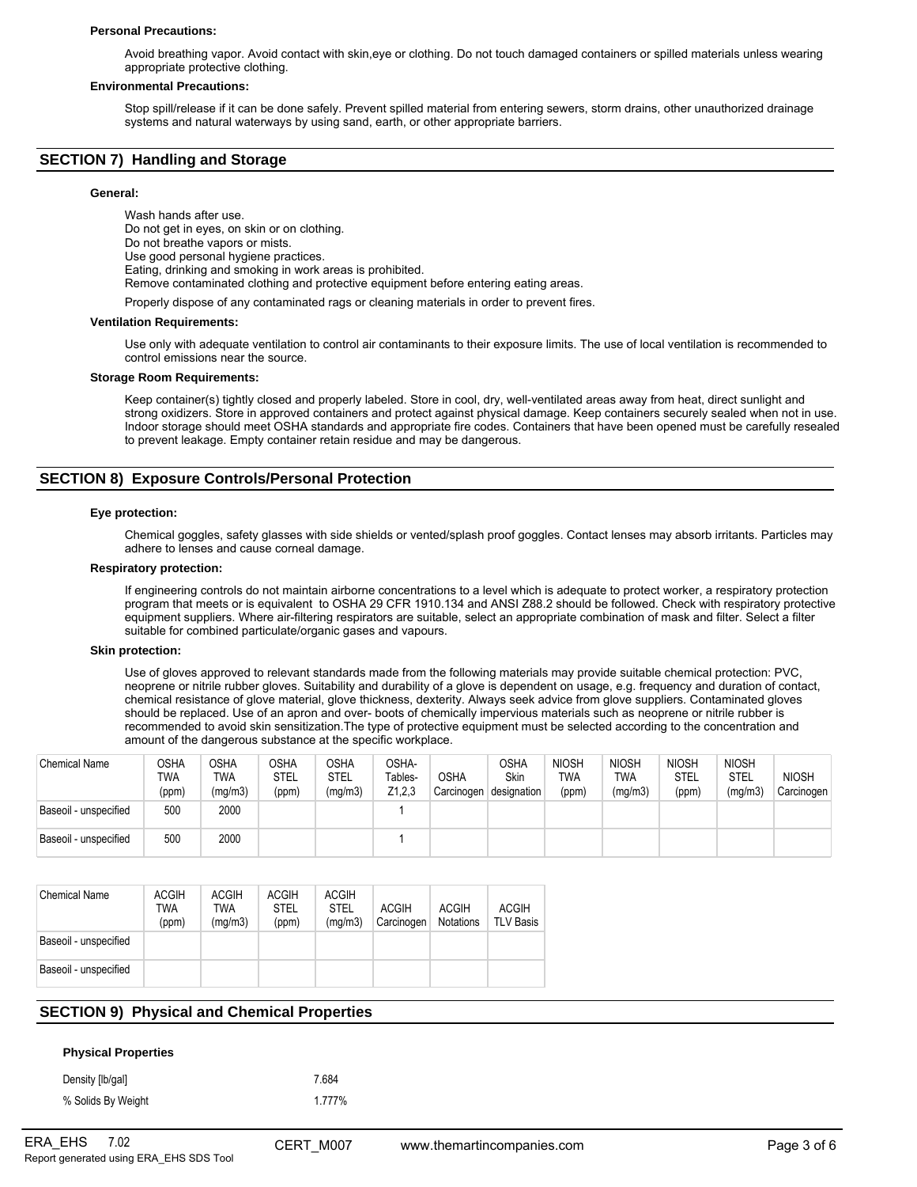**Personal Precautions:**

Avoid breathing vapor. Avoid contact with skin,eye or clothing. Do not touch damaged containers or spilled materials unless wearing appropriate protective clothing.

**Environmental Precautions:**

Stop spill/release if it can be done safely. Prevent spilled material from entering sewers, storm drains, other unauthorized drainage systems and natural waterways by using sand, earth, or other appropriate barriers.

## SECTION 7) Handling and Storage

**General:**

Wash hands after use.
Do not get in eyes, on skin or on clothing.
Do not breathe vapors or mists.
Use good personal hygiene practices.
Eating, drinking and smoking in work areas is prohibited.
Remove contaminated clothing and protective equipment before entering eating areas.

Properly dispose of any contaminated rags or cleaning materials in order to prevent fires.

**Ventilation Requirements:**

Use only with adequate ventilation to control air contaminants to their exposure limits. The use of local ventilation is recommended to control emissions near the source.

**Storage Room Requirements:**

Keep container(s) tightly closed and properly labeled. Store in cool, dry, well-ventilated areas away from heat, direct sunlight and strong oxidizers. Store in approved containers and protect against physical damage. Keep containers securely sealed when not in use. Indoor storage should meet OSHA standards and appropriate fire codes. Containers that have been opened must be carefully resealed to prevent leakage. Empty container retain residue and may be dangerous.

## SECTION 8) Exposure Controls/Personal Protection

**Eye protection:**

Chemical goggles, safety glasses with side shields or vented/splash proof goggles. Contact lenses may absorb irritants. Particles may adhere to lenses and cause corneal damage.

**Respiratory protection:**

If engineering controls do not maintain airborne concentrations to a level which is adequate to protect worker, a respiratory protection program that meets or is equivalent to OSHA 29 CFR 1910.134 and ANSI Z88.2 should be followed. Check with respiratory protective equipment suppliers. Where air-filtering respirators are suitable, select an appropriate combination of mask and filter. Select a filter suitable for combined particulate/organic gases and vapours.

**Skin protection:**

Use of gloves approved to relevant standards made from the following materials may provide suitable chemical protection: PVC, neoprene or nitrile rubber gloves. Suitability and durability of a glove is dependent on usage, e.g. frequency and duration of contact, chemical resistance of glove material, glove thickness, dexterity. Always seek advice from glove suppliers. Contaminated gloves should be replaced. Use of an apron and over- boots of chemically impervious materials such as neoprene or nitrile rubber is recommended to avoid skin sensitization.The type of protective equipment must be selected according to the concentration and amount of the dangerous substance at the specific workplace.

| Chemical Name | OSHA TWA (ppm) | OSHA TWA (mg/m3) | OSHA STEL (ppm) | OSHA STEL (mg/m3) | OSHA- Tables- Z1,2,3 | OSHA Carcinogen | OSHA Skin designation | NIOSH TWA (ppm) | NIOSH TWA (mg/m3) | NIOSH STEL (ppm) | NIOSH STEL (mg/m3) | NIOSH Carcinogen |
|---|---|---|---|---|---|---|---|---|---|---|---|---|
| Baseoil - unspecified | 500 | 2000 | | | 1 | | | | | | | |
| Baseoil - unspecified | 500 | 2000 | | | 1 | | | | | | | |

| Chemical Name | ACGIH TWA (ppm) | ACGIH TWA (mg/m3) | ACGIH STEL (ppm) | ACGIH STEL (mg/m3) | ACGIH Carcinogen | ACGIH Notations | ACGIH TLV Basis |
|---|---|---|---|---|---|---|---|
| Baseoil - unspecified | | | | | | | |
| Baseoil - unspecified | | | | | | | |

## SECTION 9) Physical and Chemical Properties

**Physical Properties**

| | |
|---|---|
| Density [lb/gal] | 7.684 |
| % Solids By Weight | 1.777% |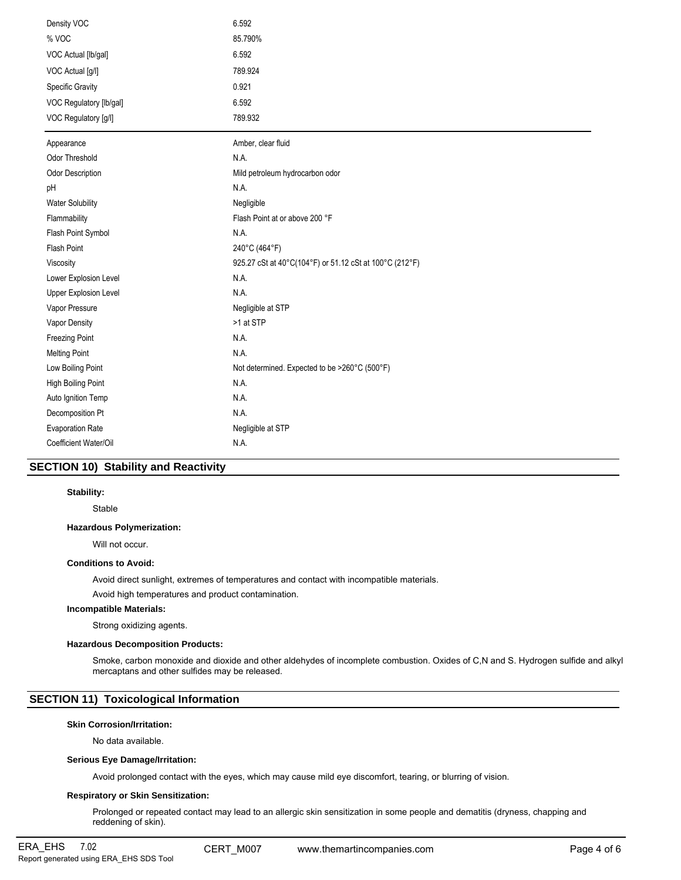| | |
|---|---|
| Density VOC | 6.592 |
| % VOC | 85.790% |
| VOC Actual [lb/gal] | 6.592 |
| VOC Actual [g/l] | 789.924 |
| Specific Gravity | 0.921 |
| VOC Regulatory [lb/gal] | 6.592 |
| VOC Regulatory [g/l] | 789.932 |

| | |
|---|---|
| Appearance | Amber, clear fluid |
| Odor Threshold | N.A. |
| Odor Description | Mild petroleum hydrocarbon odor |
| pH | N.A. |
| Water Solubility | Negligible |
| Flammability | Flash Point at or above 200 °F |
| Flash Point Symbol | N.A. |
| Flash Point | 240°C (464°F) |
| Viscosity | 925.27 cSt at 40°C(104°F) or 51.12 cSt at 100°C (212°F) |
| Lower Explosion Level | N.A. |
| Upper Explosion Level | N.A. |
| Vapor Pressure | Negligible at STP |
| Vapor Density | >1 at STP |
| Freezing Point | N.A. |
| Melting Point | N.A. |
| Low Boiling Point | Not determined. Expected to be >260°C (500°F) |
| High Boiling Point | N.A. |
| Auto Ignition Temp | N.A. |
| Decomposition Pt | N.A. |
| Evaporation Rate | Negligible at STP |
| Coefficient Water/Oil | N.A. |

## SECTION 10) Stability and Reactivity

**Stability:**

Stable

**Hazardous Polymerization:**

Will not occur.

**Conditions to Avoid:**

Avoid direct sunlight, extremes of temperatures and contact with incompatible materials.

Avoid high temperatures and product contamination.

**Incompatible Materials:**

Strong oxidizing agents.

**Hazardous Decomposition Products:**

Smoke, carbon monoxide and dioxide and other aldehydes of incomplete combustion. Oxides of C,N and S. Hydrogen sulfide and alkyl mercaptans and other sulfides may be released.

## SECTION 11) Toxicological Information

**Skin Corrosion/Irritation:**

No data available.

**Serious Eye Damage/Irritation:**

Avoid prolonged contact with the eyes, which may cause mild eye discomfort, tearing, or blurring of vision.

**Respiratory or Skin Sensitization:**

Prolonged or repeated contact may lead to an allergic skin sensitization in some people and dematitis (dryness, chapping and reddening of skin).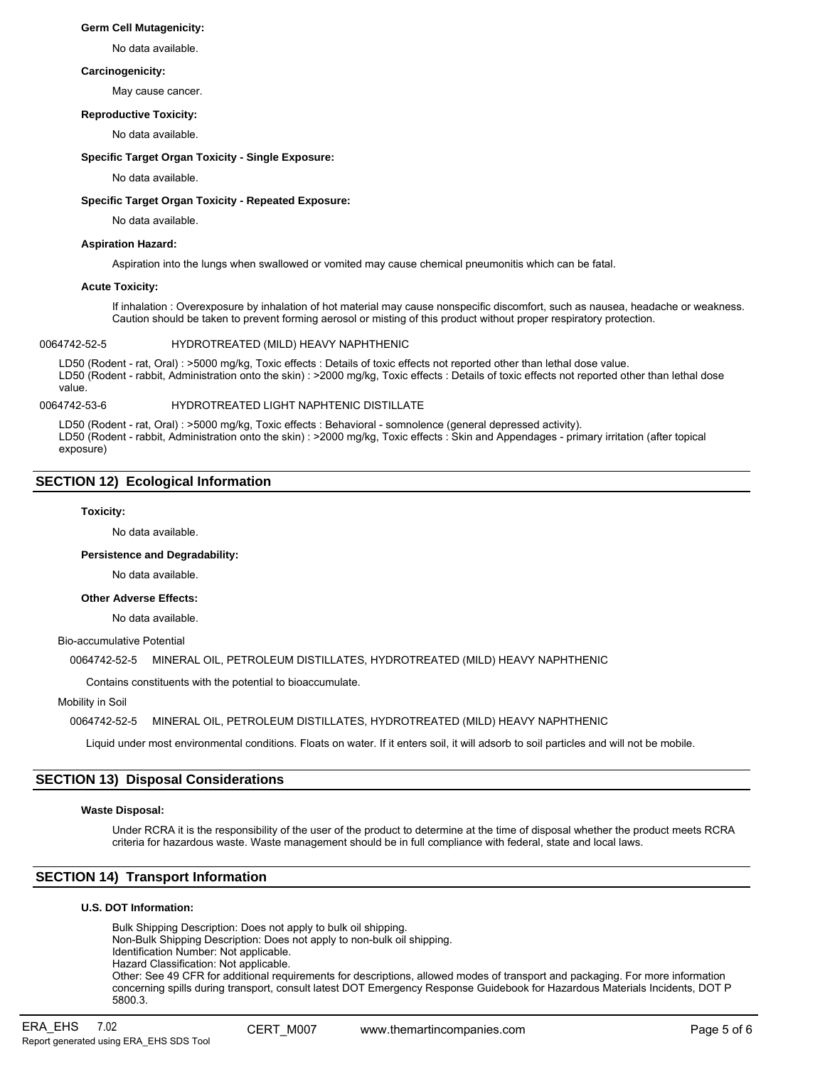**Germ Cell Mutagenicity:**

No data available.

**Carcinogenicity:**

May cause cancer.

**Reproductive Toxicity:**

No data available.

**Specific Target Organ Toxicity - Single Exposure:**

No data available.

**Specific Target Organ Toxicity - Repeated Exposure:**

No data available.

**Aspiration Hazard:**

Aspiration into the lungs when swallowed or vomited may cause chemical pneumonitis which can be fatal.

**Acute Toxicity:**

If inhalation : Overexposure by inhalation of hot material may cause nonspecific discomfort, such as nausea, headache or weakness. Caution should be taken to prevent forming aerosol or misting of this product without proper respiratory protection.

0064742-52-5 HYDROTREATED (MILD) HEAVY NAPHTHENIC

LD50 (Rodent - rat, Oral) : >5000 mg/kg, Toxic effects : Details of toxic effects not reported other than lethal dose value.
LD50 (Rodent - rabbit, Administration onto the skin) : >2000 mg/kg, Toxic effects : Details of toxic effects not reported other than lethal dose value.

0064742-53-6 HYDROTREATED LIGHT NAPHTENIC DISTILLATE

LD50 (Rodent - rat, Oral) : >5000 mg/kg, Toxic effects : Behavioral - somnolence (general depressed activity).
LD50 (Rodent - rabbit, Administration onto the skin) : >2000 mg/kg, Toxic effects : Skin and Appendages - primary irritation (after topical exposure)

## SECTION 12) Ecological Information

**Toxicity:**

No data available.

**Persistence and Degradability:**

No data available.

**Other Adverse Effects:**

No data available.

Bio-accumulative Potential

0064742-52-5 MINERAL OIL, PETROLEUM DISTILLATES, HYDROTREATED (MILD) HEAVY NAPHTHENIC

Contains constituents with the potential to bioaccumulate.

Mobility in Soil

0064742-52-5 MINERAL OIL, PETROLEUM DISTILLATES, HYDROTREATED (MILD) HEAVY NAPHTHENIC

Liquid under most environmental conditions. Floats on water. If it enters soil, it will adsorb to soil particles and will not be mobile.

## SECTION 13) Disposal Considerations

**Waste Disposal:**

Under RCRA it is the responsibility of the user of the product to determine at the time of disposal whether the product meets RCRA criteria for hazardous waste. Waste management should be in full compliance with federal, state and local laws.

## SECTION 14) Transport Information

**U.S. DOT Information:**

Bulk Shipping Description: Does not apply to bulk oil shipping.
Non-Bulk Shipping Description: Does not apply to non-bulk oil shipping.
Identification Number: Not applicable.
Hazard Classification: Not applicable.
Other: See 49 CFR for additional requirements for descriptions, allowed modes of transport and packaging. For more information concerning spills during transport, consult latest DOT Emergency Response Guidebook for Hazardous Materials Incidents, DOT P 5800.3.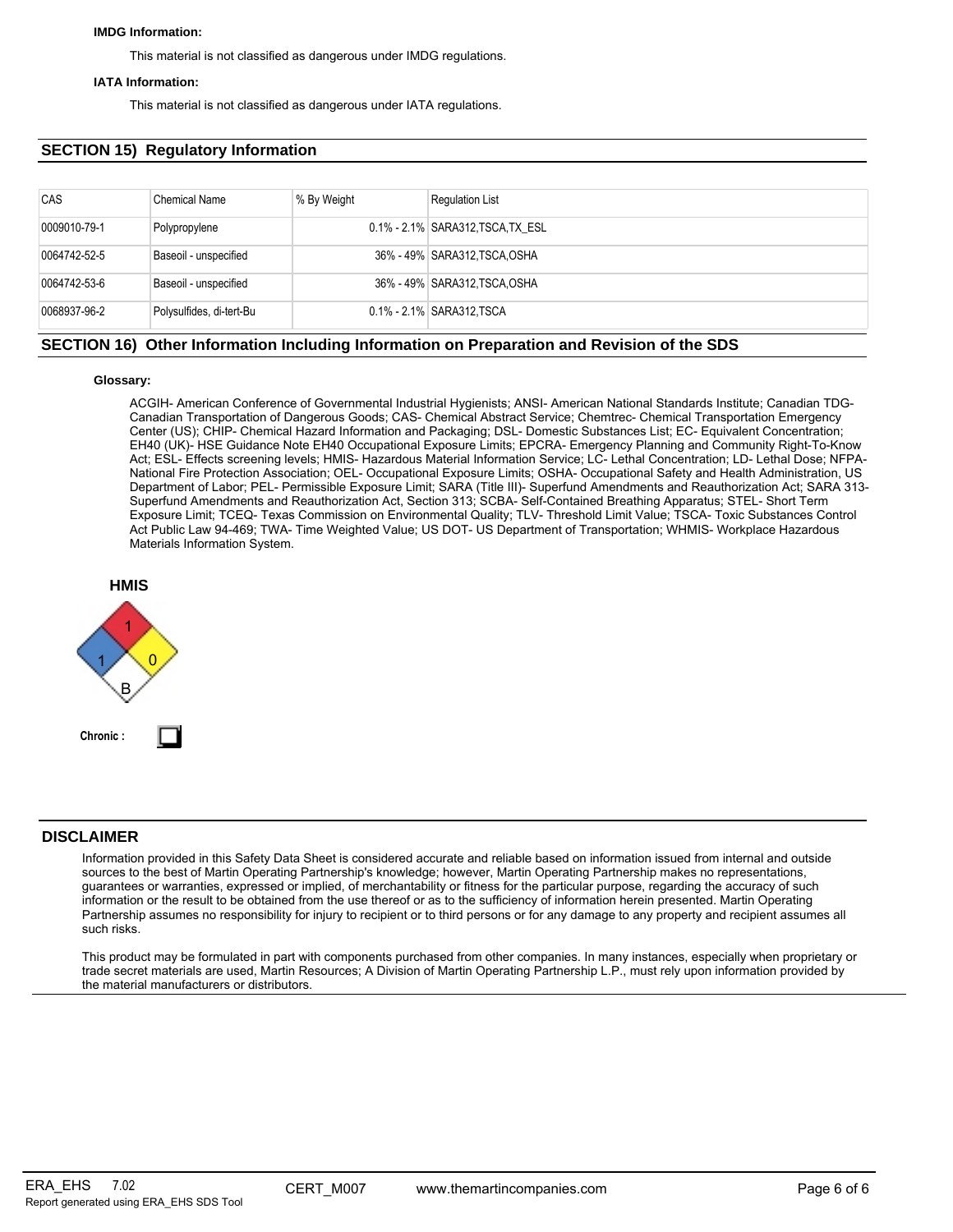**IMDG Information:**

This material is not classified as dangerous under IMDG regulations.

**IATA Information:**

This material is not classified as dangerous under IATA regulations.

## SECTION 15) Regulatory Information

| CAS | Chemical Name | % By Weight | Regulation List |
|---|---|---|---|
| 0009010-79-1 | Polypropylene | 0.1% - 2.1% | SARA312,TSCA,TX_ESL |
| 0064742-52-5 | Baseoil - unspecified | 36% - 49% | SARA312,TSCA,OSHA |
| 0064742-53-6 | Baseoil - unspecified | 36% - 49% | SARA312,TSCA,OSHA |
| 0068937-96-2 | Polysulfides, di-tert-Bu | 0.1% - 2.1% | SARA312,TSCA |

## SECTION 16) Other Information Including Information on Preparation and Revision of the SDS

**Glossary:**

ACGIH- American Conference of Governmental Industrial Hygienists; ANSI- American National Standards Institute; Canadian TDG- Canadian Transportation of Dangerous Goods; CAS- Chemical Abstract Service; Chemtrec- Chemical Transportation Emergency Center (US); CHIP- Chemical Hazard Information and Packaging; DSL- Domestic Substances List; EC- Equivalent Concentration; EH40 (UK)- HSE Guidance Note EH40 Occupational Exposure Limits; EPCRA- Emergency Planning and Community Right-To-Know Act; ESL- Effects screening levels; HMIS- Hazardous Material Information Service; LC- Lethal Concentration; LD- Lethal Dose; NFPA- National Fire Protection Association; OEL- Occupational Exposure Limits; OSHA- Occupational Safety and Health Administration, US Department of Labor; PEL- Permissible Exposure Limit; SARA (Title III)- Superfund Amendments and Reauthorization Act; SARA 313- Superfund Amendments and Reauthorization Act, Section 313; SCBA- Self-Contained Breathing Apparatus; STEL- Short Term Exposure Limit; TCEQ- Texas Commission on Environmental Quality; TLV- Threshold Limit Value; TSCA- Toxic Substances Control Act Public Law 94-469; TWA- Time Weighted Value; US DOT- US Department of Transportation; WHMIS- Workplace Hazardous Materials Information System.

**HMIS**

1

1 0

B

**Chronic :** ☐

## DISCLAIMER

Information provided in this Safety Data Sheet is considered accurate and reliable based on information issued from internal and outside sources to the best of Martin Operating Partnership's knowledge; however, Martin Operating Partnership makes no representations, guarantees or warranties, expressed or implied, of merchantability or fitness for the particular purpose, regarding the accuracy of such information or the result to be obtained from the use thereof or as to the sufficiency of information herein presented. Martin Operating Partnership assumes no responsibility for injury to recipient or to third persons or for any damage to any property and recipient assumes all such risks.

This product may be formulated in part with components purchased from other companies. In many instances, especially when proprietary or trade secret materials are used, Martin Resources; A Division of Martin Operating Partnership L.P., must rely upon information provided by the material manufacturers or distributors.

ERA_EHS 7.02 CERT_M007 www.themartincompanies.com

Report generated using ERA_EHS SDS Tool